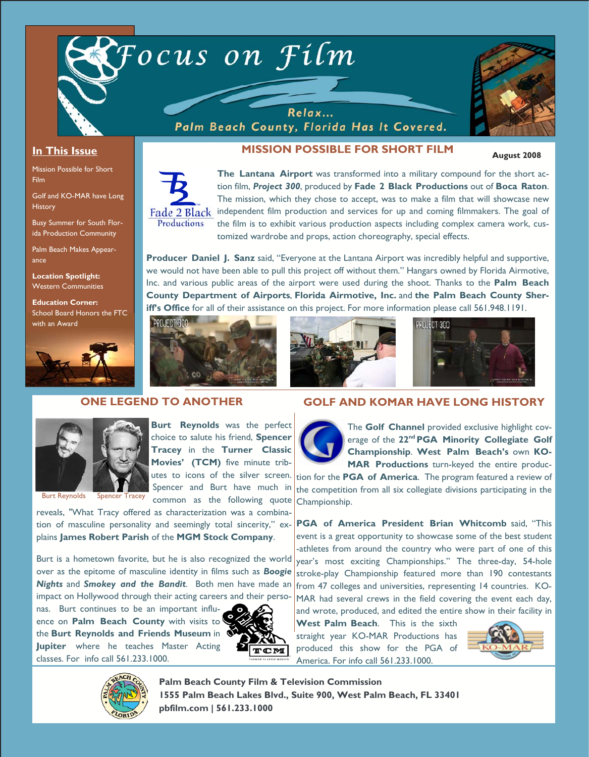# Focus on Film

Relax... Palm Beach County, Florida Has It Covered.

## In This Issue

- Mission Possible for Short Film
- Golf and KO-MAR have Long History
- Busy Summer for South Florida Production Community
- Palm Beach Makes Appearance
- **Location Spotlight:** Western Communities
- **Education Corner:** School Board Honors the FTC with an Award

## MISSION POSSIBLE FOR SHORT FILM

**August 2008**

**The Lantana Airport** was transformed into a military compound for the short action film, ***Project 300***, produced by **Fade 2 Black Productions** out of **Boca Raton**. The mission, which they chose to accept, was to make a film that will showcase new independent film production and services for up and coming filmmakers. The goal of the film is to exhibit various production aspects including complex camera work, customized wardrobe and props, action choreography, special effects.

**Producer Daniel J. Sanz** said, "Everyone at the Lantana Airport was incredibly helpful and supportive, we would not have been able to pull this project off without them." Hangars owned by Florida Airmotive, Inc. and various public areas of the airport were used during the shoot. Thanks to the **Palm Beach County Department of Airports**, **Florida Airmotive, Inc.** and **the Palm Beach County Sheriff's Office** for all of their assistance on this project. For more information please call 561.948.1191.

## ONE LEGEND TO ANOTHER

Burt Reynolds  Spencer Tracey

**Burt Reynolds** was the perfect choice to salute his friend, **Spencer Tracey** in the **Turner Classic Movies' (TCM)** five minute tributes to icons of the silver screen. Spencer and Burt have much in common as the following quote reveals, "What Tracy offered as characterization was a combination of masculine personality and seemingly total sincerity," explains **James Robert Parish** of the **MGM Stock Company**.

Burt is a hometown favorite, but he is also recognized the world over as the epitome of masculine identity in films such as ***Boogie Nights*** and ***Smokey and the Bandit***. Both men have made an impact on Hollywood through their acting careers and their personas. Burt continues to be an important influence on **Palm Beach County** with visits to the **Burt Reynolds and Friends Museum** in **Jupiter** where he teaches Master Acting classes. For info call 561.233.1000.

## GOLF AND KOMAR HAVE LONG HISTORY

The **Golf Channel** provided exclusive highlight coverage of the **22nd PGA Minority Collegiate Golf Championship**. **West Palm Beach's** own **KO-MAR Productions** turn-keyed the entire production for the **PGA of America**. The program featured a review of the competition from all six collegiate divisions participating in the Championship.

**PGA of America President Brian Whitcomb** said, "This event is a great opportunity to showcase some of the best student-athletes from around the country who were part of one of this year's most exciting Championships." The three-day, 54-hole stroke-play Championship featured more than 190 contestants from 47 colleges and universities, representing 14 countries. KO-MAR had several crews in the field covering the event each day, and wrote, produced, and edited the entire show in their facility in **West Palm Beach**. This is the sixth straight year KO-MAR Productions has produced this show for the PGA of America. For info call 561.233.1000.

**Palm Beach County Film & Television Commission**
**1555 Palm Beach Lakes Blvd., Suite 900, West Palm Beach, FL 33401**
**pbfilm.com | 561.233.1000**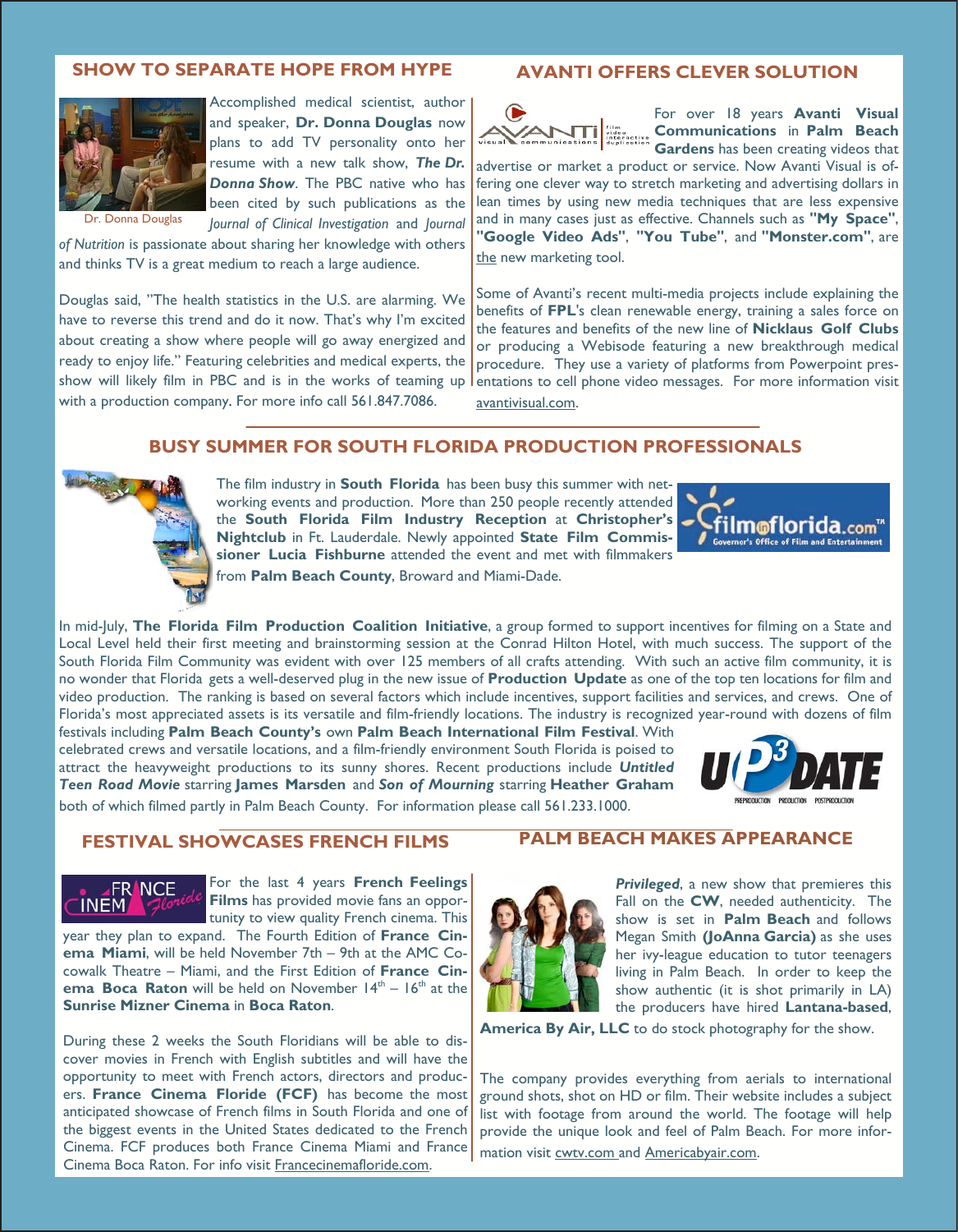## SHOW TO SEPARATE HOPE FROM HYPE

Dr. Donna Douglas

Accomplished medical scientist, author and speaker, **Dr. Donna Douglas** now plans to add TV personality onto her resume with a new talk show, ***The Dr. Donna Show***. The PBC native who has been cited by such publications as the *Journal of Clinical Investigation* and *Journal of Nutrition* is passionate about sharing her knowledge with others and thinks TV is a great medium to reach a large audience.

Douglas said, "The health statistics in the U.S. are alarming. We have to reverse this trend and do it now. That's why I'm excited about creating a show where people will go away energized and ready to enjoy life." Featuring celebrities and medical experts, the show will likely film in PBC and is in the works of teaming up with a production company. For more info call 561.847.7086.

## AVANTI OFFERS CLEVER SOLUTION

For over 18 years **Avanti Visual Communications** in **Palm Beach Gardens** has been creating videos that advertise or market a product or service. Now Avanti Visual is offering one clever way to stretch marketing and advertising dollars in lean times by using new media techniques that are less expensive and in many cases just as effective. Channels such as **"My Space"**, **"Google Video Ads"**, **"You Tube"**, and **"Monster.com"**, are the new marketing tool.

Some of Avanti's recent multi-media projects include explaining the benefits of **FPL**'s clean renewable energy, training a sales force on the features and benefits of the new line of **Nicklaus Golf Clubs** or producing a Webisode featuring a new breakthrough medical procedure. They use a variety of platforms from Powerpoint presentations to cell phone video messages. For more information visit avantivisual.com.

## BUSY SUMMER FOR SOUTH FLORIDA PRODUCTION PROFESSIONALS

The film industry in **South Florida** has been busy this summer with networking events and production. More than 250 people recently attended the **South Florida Film Industry Reception** at **Christopher's Nightclub** in Ft. Lauderdale. Newly appointed **State Film Commissioner Lucia Fishburne** attended the event and met with filmmakers from **Palm Beach County**, Broward and Miami-Dade.

In mid-July, **The Florida Film Production Coalition Initiative**, a group formed to support incentives for filming on a State and Local Level held their first meeting and brainstorming session at the Conrad Hilton Hotel, with much success. The support of the South Florida Film Community was evident with over 125 members of all crafts attending. With such an active film community, it is no wonder that Florida gets a well-deserved plug in the new issue of **Production Update** as one of the top ten locations for film and video production. The ranking is based on several factors which include incentives, support facilities and services, and crews. One of Florida's most appreciated assets is its versatile and film-friendly locations. The industry is recognized year-round with dozens of film festivals including **Palm Beach County's** own **Palm Beach International Film Festival**. With celebrated crews and versatile locations, and a film-friendly environment South Florida is poised to attract the heavyweight productions to its sunny shores. Recent productions include ***Untitled Teen Road Movie*** starring **James Marsden** and ***Son of Mourning*** starring **Heather Graham** both of which filmed partly in Palm Beach County. For information please call 561.233.1000.

## FESTIVAL SHOWCASES FRENCH FILMS

For the last 4 years **French Feelings Films** has provided movie fans an opportunity to view quality French cinema. This year they plan to expand. The Fourth Edition of **France Cinema Miami**, will be held November 7th – 9th at the AMC Cocowalk Theatre – Miami, and the First Edition of **France Cinema Boca Raton** will be held on November 14th – 16th at the **Sunrise Mizner Cinema** in **Boca Raton**.

During these 2 weeks the South Floridians will be able to discover movies in French with English subtitles and will have the opportunity to meet with French actors, directors and producers. **France Cinema Floride (FCF)** has become the most anticipated showcase of French films in South Florida and one of the biggest events in the United States dedicated to the French Cinema. FCF produces both France Cinema Miami and France Cinema Boca Raton. For info visit Francecinemafloride.com.

## PALM BEACH MAKES APPEARANCE

***Privileged***, a new show that premieres this Fall on the **CW**, needed authenticity. The show is set in **Palm Beach** and follows Megan Smith **(JoAnna Garcia)** as she uses her ivy-league education to tutor teenagers living in Palm Beach. In order to keep the show authentic (it is shot primarily in LA) the producers have hired **Lantana-based**, **America By Air, LLC** to do stock photography for the show.

The company provides everything from aerials to international ground shots, shot on HD or film. Their website includes a subject list with footage from around the world. The footage will help provide the unique look and feel of Palm Beach. For more information visit cwtv.com and Americabyair.com.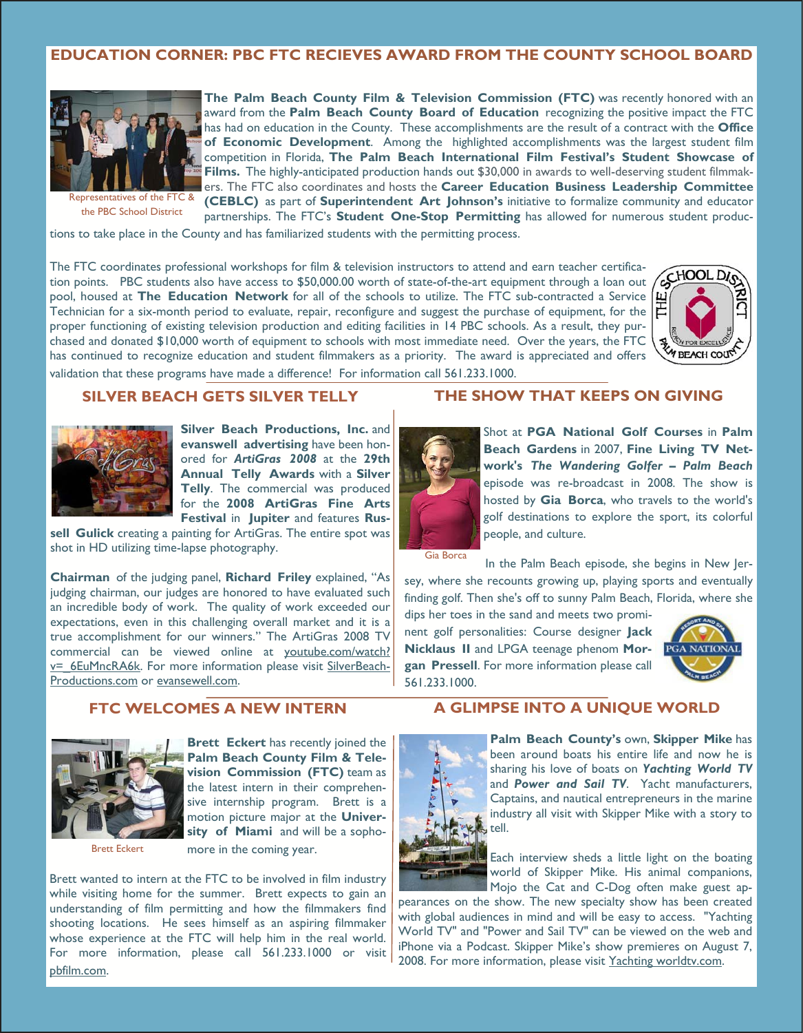## EDUCATION CORNER: PBC FTC RECIEVES AWARD FROM THE COUNTY SCHOOL BOARD

Representatives of the FTC & the PBC School District

**The Palm Beach County Film & Television Commission (FTC)** was recently honored with an award from the **Palm Beach County Board of Education** recognizing the positive impact the FTC has had on education in the County. These accomplishments are the result of a contract with the **Office of Economic Development**. Among the highlighted accomplishments was the largest student film competition in Florida, **The Palm Beach International Film Festival's Student Showcase of Films.** The highly-anticipated production hands out $30,000 in awards to well-deserving student filmmakers. The FTC also coordinates and hosts the **Career Education Business Leadership Committee (CEBLC)** as part of **Superintendent Art Johnson's** initiative to formalize community and educator partnerships. The FTC's **Student One-Stop Permitting** has allowed for numerous student productions to take place in the County and has familiarized students with the permitting process.

The FTC coordinates professional workshops for film & television instructors to attend and earn teacher certification points. PBC students also have access to $50,000.00 worth of state-of-the-art equipment through a loan out pool, housed at **The Education Network** for all of the schools to utilize. The FTC sub-contracted a Service Technician for a six-month period to evaluate, repair, reconfigure and suggest the purchase of equipment, for the proper functioning of existing television production and editing facilities in 14 PBC schools. As a result, they purchased and donated $10,000 worth of equipment to schools with most immediate need. Over the years, the FTC has continued to recognize education and student filmmakers as a priority. The award is appreciated and offers validation that these programs have made a difference! For information call 561.233.1000.

## SILVER BEACH GETS SILVER TELLY

**Silver Beach Productions, Inc.** and **evanswell advertising** have been honored for ***ArtiGras 2008*** at the **29th Annual Telly Awards** with a **Silver Telly**. The commercial was produced for the **2008 ArtiGras Fine Arts Festival** in **Jupiter** and features **Russell Gulick** creating a painting for ArtiGras. The entire spot was shot in HD utilizing time-lapse photography.

**Chairman** of the judging panel, **Richard Friley** explained, "As judging chairman, our judges are honored to have evaluated such an incredible body of work. The quality of work exceeded our expectations, even in this challenging overall market and it is a true accomplishment for our winners." The ArtiGras 2008 TV commercial can be viewed online at youtube.com/watch?v=_6EuMncRA6k. For more information please visit SilverBeach-Productions.com or evansewell.com.

## THE SHOW THAT KEEPS ON GIVING

Gia Borca

Shot at **PGA National Golf Courses** in **Palm Beach Gardens** in 2007, **Fine Living TV Network's *The Wandering Golfer – Palm Beach*** episode was re-broadcast in 2008. The show is hosted by **Gia Borca**, who travels to the world's golf destinations to explore the sport, its colorful people, and culture.

In the Palm Beach episode, she begins in New Jersey, where she recounts growing up, playing sports and eventually finding golf. Then she's off to sunny Palm Beach, Florida, where she dips her toes in the sand and meets two prominent golf personalities: Course designer **Jack Nicklaus II** and LPGA teenage phenom **Morgan Pressell**. For more information please call 561.233.1000.

## FTC WELCOMES A NEW INTERN

Brett Eckert

**Brett Eckert** has recently joined the **Palm Beach County Film & Television Commission (FTC)** team as the latest intern in their comprehensive internship program. Brett is a motion picture major at the **University of Miami** and will be a sophomore in the coming year.

Brett wanted to intern at the FTC to be involved in film industry while visiting home for the summer. Brett expects to gain an understanding of film permitting and how the filmmakers find shooting locations. He sees himself as an aspiring filmmaker whose experience at the FTC will help him in the real world. For more information, please call 561.233.1000 or visit pbfilm.com.

## A GLIMPSE INTO A UNIQUE WORLD

**Palm Beach County's** own, **Skipper Mike** has been around boats his entire life and now he is sharing his love of boats on ***Yachting World TV*** and ***Power and Sail TV***. Yacht manufacturers, Captains, and nautical entrepreneurs in the marine industry all visit with Skipper Mike with a story to tell.

Each interview sheds a little light on the boating world of Skipper Mike. His animal companions, Mojo the Cat and C-Dog often make guest appearances on the show. The new specialty show has been created with global audiences in mind and will be easy to access. "Yachting World TV" and "Power and Sail TV" can be viewed on the web and iPhone via a Podcast. Skipper Mike's show premieres on August 7, 2008. For more information, please visit Yachting worldtv.com.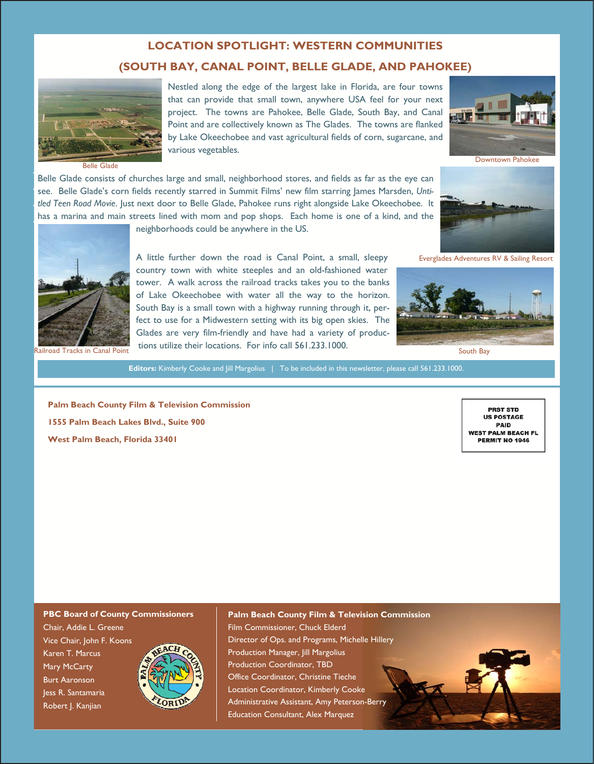## LOCATION SPOTLIGHT: WESTERN COMMUNITIES
## (SOUTH BAY, CANAL POINT, BELLE GLADE, AND PAHOKEE)

Nestled along the edge of the largest lake in Florida, are four towns that can provide that small town, anywhere USA feel for your next project. The towns are Pahokee, Belle Glade, South Bay, and Canal Point and are collectively known as The Glades. The towns are flanked by Lake Okeechobee and vast agricultural fields of corn, sugarcane, and various vegetables.

Belle Glade

Downtown Pahokee

Belle Glade consists of churches large and small, neighborhood stores, and fields as far as the eye can see. Belle Glade's corn fields recently starred in Summit Films' new film starring James Marsden, *Untitled Teen Road Movie*. Just next door to Belle Glade, Pahokee runs right alongside Lake Okeechobee. It has a marina and main streets lined with mom and pop shops. Each home is one of a kind, and the neighborhoods could be anywhere in the US.

Everglades Adventures RV & Sailing Resort

A little further down the road is Canal Point, a small, sleepy country town with white steeples and an old-fashioned water tower. A walk across the railroad tracks takes you to the banks of Lake Okeechobee with water all the way to the horizon. South Bay is a small town with a highway running through it, perfect to use for a Midwestern setting with its big open skies. The Glades are very film-friendly and have had a variety of productions utilize their locations. For info call 561.233.1000.

Railroad Tracks in Canal Point

South Bay

**Editors:** Kimberly Cooke and Jill Margolius | To be included in this newsletter, please call 561.233.1000.

**Palm Beach County Film & Television Commission**
**1555 Palm Beach Lakes Blvd., Suite 900**
**West Palm Beach, Florida 33401**

PRST STD
US POSTAGE
PAID
WEST PALM BEACH FL
PERMIT NO 1946

**PBC Board of County Commissioners**
Chair, Addie L. Greene
Vice Chair, John F. Koons
Karen T. Marcus
Mary McCarty
Burt Aaronson
Jess R. Santamaria
Robert J. Kanjian

**Palm Beach County Film & Television Commission**
Film Commissioner, Chuck Elderd
Director of Ops. and Programs, Michelle Hillery
Production Manager, Jill Margolius
Production Coordinator, TBD
Office Coordinator, Christine Tieche
Location Coordinator, Kimberly Cooke
Administrative Assistant, Amy Peterson-Berry
Education Consultant, Alex Marquez